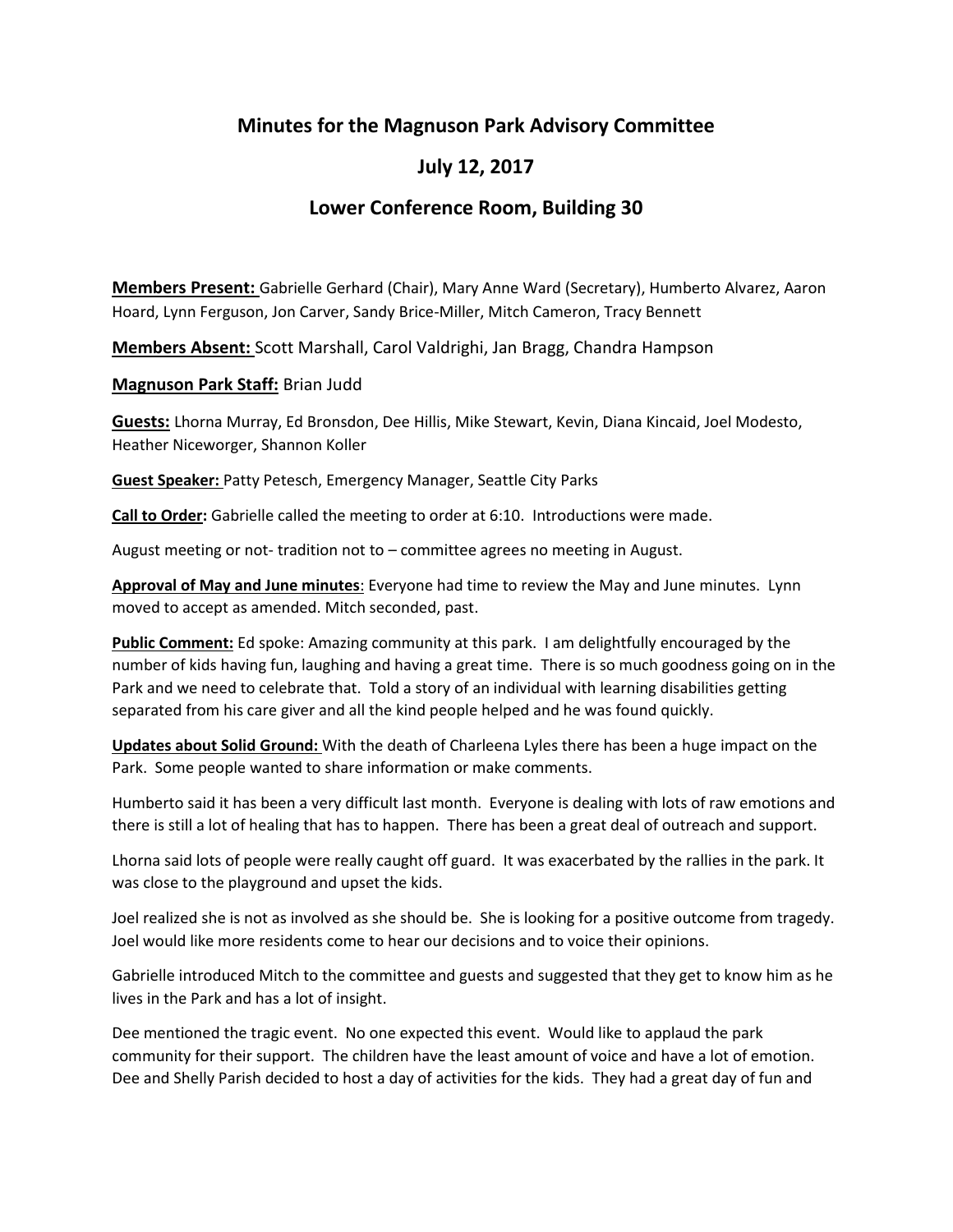# Minutes for the Magnuson Park Advisory Committee

## July 12, 2017

## Lower Conference Room, Building 30

**Members Present:** Gabrielle Gerhard (Chair), Mary Anne Ward (Secretary), Humberto Alvarez, Aaron Hoard, Lynn Ferguson, Jon Carver, Sandy Brice-Miller, Mitch Cameron, Tracy Bennett

**Members Absent:** Scott Marshall, Carol Valdrighi, Jan Bragg, Chandra Hampson

**Magnuson Park Staff:** Brian Judd

**Guests:** Lhorna Murray, Ed Bronsdon, Dee Hillis, Mike Stewart, Kevin, Diana Kincaid, Joel Modesto, Heather Niceworger, Shannon Koller

**Guest Speaker:** Patty Petesch, Emergency Manager, Seattle City Parks

**Call to Order:** Gabrielle called the meeting to order at 6:10. Introductions were made.

August meeting or not- tradition not to – committee agrees no meeting in August.

**Approval of May and June minutes**: Everyone had time to review the May and June minutes. Lynn moved to accept as amended. Mitch seconded, past.

**Public Comment:** Ed spoke: Amazing community at this park. I am delightfully encouraged by the number of kids having fun, laughing and having a great time. There is so much goodness going on in the Park and we need to celebrate that. Told a story of an individual with learning disabilities getting separated from his care giver and all the kind people helped and he was found quickly.

**Updates about Solid Ground:** With the death of Charleena Lyles there has been a huge impact on the Park. Some people wanted to share information or make comments.

Humberto said it has been a very difficult last month. Everyone is dealing with lots of raw emotions and there is still a lot of healing that has to happen. There has been a great deal of outreach and support.

Lhorna said lots of people were really caught off guard. It was exacerbated by the rallies in the park. It was close to the playground and upset the kids.

Joel realized she is not as involved as she should be. She is looking for a positive outcome from tragedy. Joel would like more residents come to hear our decisions and to voice their opinions.

Gabrielle introduced Mitch to the committee and guests and suggested that they get to know him as he lives in the Park and has a lot of insight.

Dee mentioned the tragic event. No one expected this event. Would like to applaud the park community for their support. The children have the least amount of voice and have a lot of emotion. Dee and Shelly Parish decided to host a day of activities for the kids. They had a great day of fun and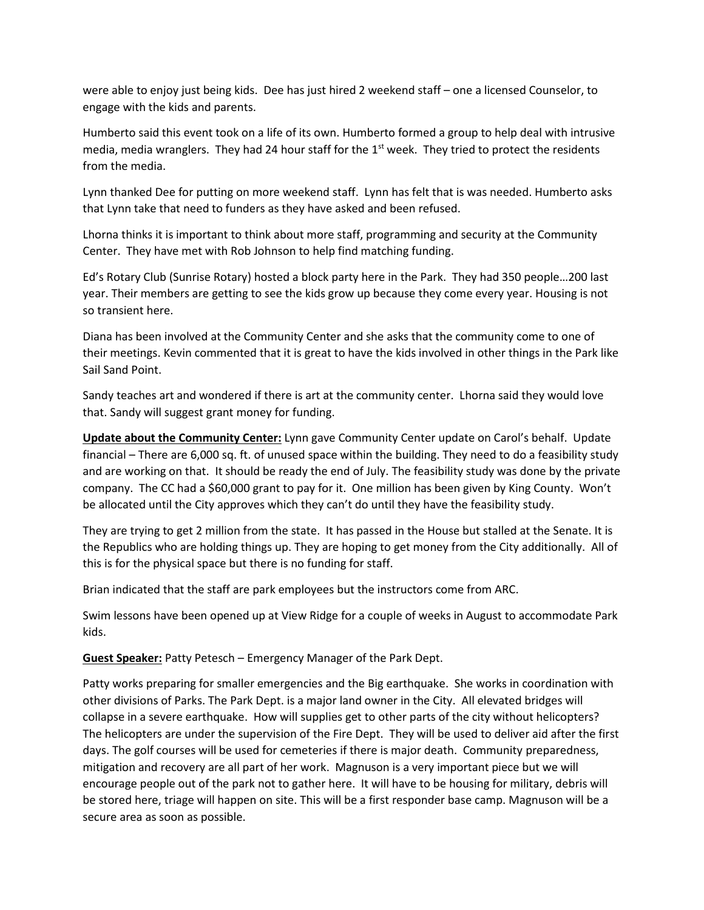were able to enjoy just being kids. Dee has just hired 2 weekend staff – one a licensed Counselor, to engage with the kids and parents.

Humberto said this event took on a life of its own. Humberto formed a group to help deal with intrusive media, media wranglers. They had 24 hour staff for the 1st week. They tried to protect the residents from the media.

Lynn thanked Dee for putting on more weekend staff. Lynn has felt that is was needed. Humberto asks that Lynn take that need to funders as they have asked and been refused.

Lhorna thinks it is important to think about more staff, programming and security at the Community Center. They have met with Rob Johnson to help find matching funding.

Ed's Rotary Club (Sunrise Rotary) hosted a block party here in the Park. They had 350 people…200 last year. Their members are getting to see the kids grow up because they come every year. Housing is not so transient here.

Diana has been involved at the Community Center and she asks that the community come to one of their meetings. Kevin commented that it is great to have the kids involved in other things in the Park like Sail Sand Point.

Sandy teaches art and wondered if there is art at the community center. Lhorna said they would love that. Sandy will suggest grant money for funding.

**<u>Update about the Community Center:</u>** Lynn gave Community Center update on Carol's behalf. Update financial – There are 6,000 sq. ft. of unused space within the building. They need to do a feasibility study and are working on that. It should be ready the end of July. The feasibility study was done by the private company. The CC had a $60,000 grant to pay for it. One million has been given by King County. Won't be allocated until the City approves which they can't do until they have the feasibility study.

They are trying to get 2 million from the state. It has passed in the House but stalled at the Senate. It is the Republics who are holding things up. They are hoping to get money from the City additionally. All of this is for the physical space but there is no funding for staff.

Brian indicated that the staff are park employees but the instructors come from ARC.

Swim lessons have been opened up at View Ridge for a couple of weeks in August to accommodate Park kids.

**<u>Guest Speaker:</u>** Patty Petesch – Emergency Manager of the Park Dept.

Patty works preparing for smaller emergencies and the Big earthquake. She works in coordination with other divisions of Parks. The Park Dept. is a major land owner in the City. All elevated bridges will collapse in a severe earthquake. How will supplies get to other parts of the city without helicopters? The helicopters are under the supervision of the Fire Dept. They will be used to deliver aid after the first days. The golf courses will be used for cemeteries if there is major death. Community preparedness, mitigation and recovery are all part of her work. Magnuson is a very important piece but we will encourage people out of the park not to gather here. It will have to be housing for military, debris will be stored here, triage will happen on site. This will be a first responder base camp. Magnuson will be a secure area as soon as possible.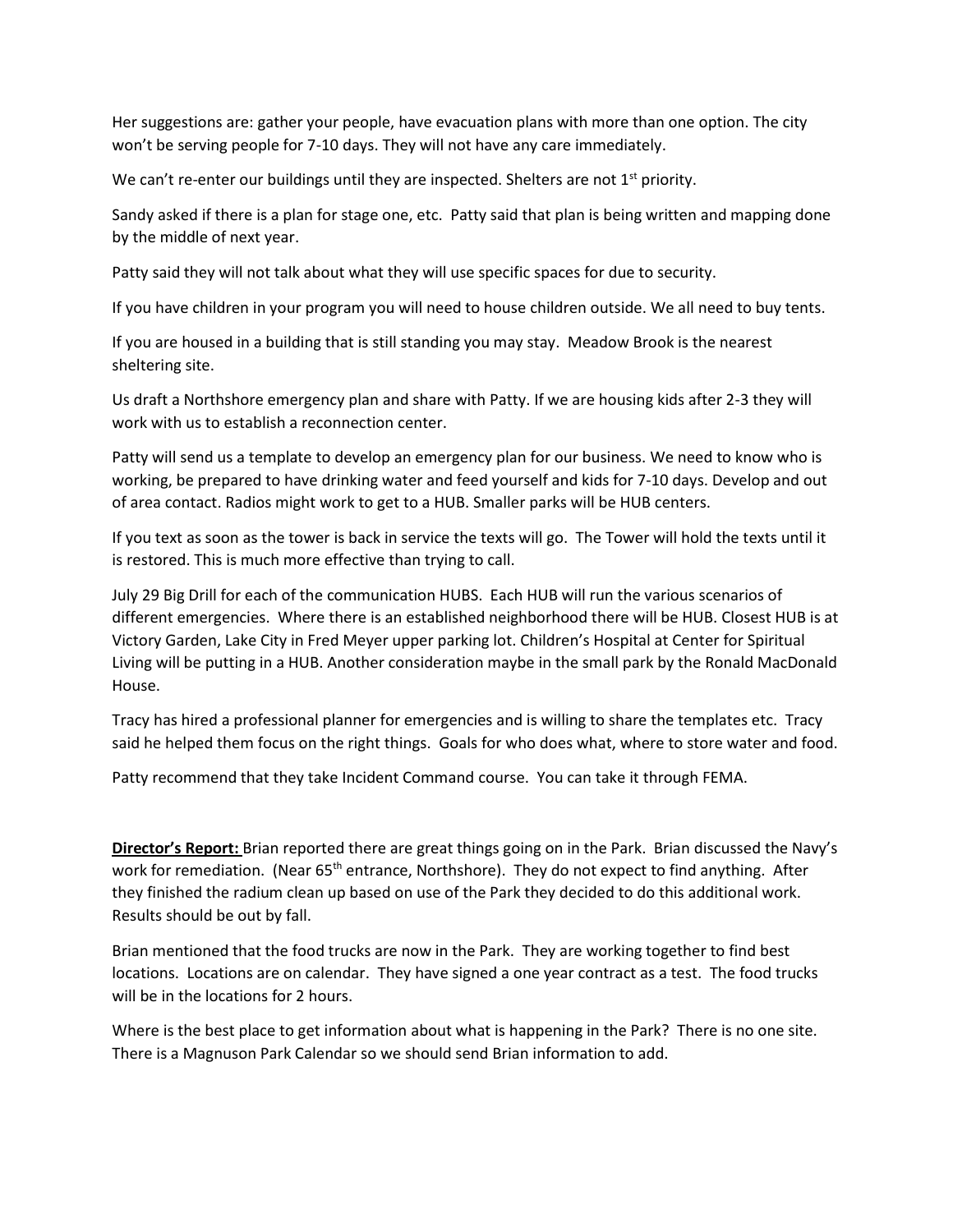Her suggestions are: gather your people, have evacuation plans with more than one option. The city won't be serving people for 7-10 days. They will not have any care immediately.

We can't re-enter our buildings until they are inspected. Shelters are not 1st priority.

Sandy asked if there is a plan for stage one, etc. Patty said that plan is being written and mapping done by the middle of next year.

Patty said they will not talk about what they will use specific spaces for due to security.

If you have children in your program you will need to house children outside. We all need to buy tents.

If you are housed in a building that is still standing you may stay. Meadow Brook is the nearest sheltering site.

Us draft a Northshore emergency plan and share with Patty. If we are housing kids after 2-3 they will work with us to establish a reconnection center.

Patty will send us a template to develop an emergency plan for our business. We need to know who is working, be prepared to have drinking water and feed yourself and kids for 7-10 days. Develop and out of area contact. Radios might work to get to a HUB. Smaller parks will be HUB centers.

If you text as soon as the tower is back in service the texts will go. The Tower will hold the texts until it is restored. This is much more effective than trying to call.

July 29 Big Drill for each of the communication HUBS. Each HUB will run the various scenarios of different emergencies. Where there is an established neighborhood there will be HUB. Closest HUB is at Victory Garden, Lake City in Fred Meyer upper parking lot. Children's Hospital at Center for Spiritual Living will be putting in a HUB. Another consideration maybe in the small park by the Ronald MacDonald House.

Tracy has hired a professional planner for emergencies and is willing to share the templates etc. Tracy said he helped them focus on the right things. Goals for who does what, where to store water and food.

Patty recommend that they take Incident Command course. You can take it through FEMA.

**Director's Report:** Brian reported there are great things going on in the Park. Brian discussed the Navy's work for remediation. (Near 65th entrance, Northshore). They do not expect to find anything. After they finished the radium clean up based on use of the Park they decided to do this additional work. Results should be out by fall.

Brian mentioned that the food trucks are now in the Park. They are working together to find best locations. Locations are on calendar. They have signed a one year contract as a test. The food trucks will be in the locations for 2 hours.

Where is the best place to get information about what is happening in the Park? There is no one site. There is a Magnuson Park Calendar so we should send Brian information to add.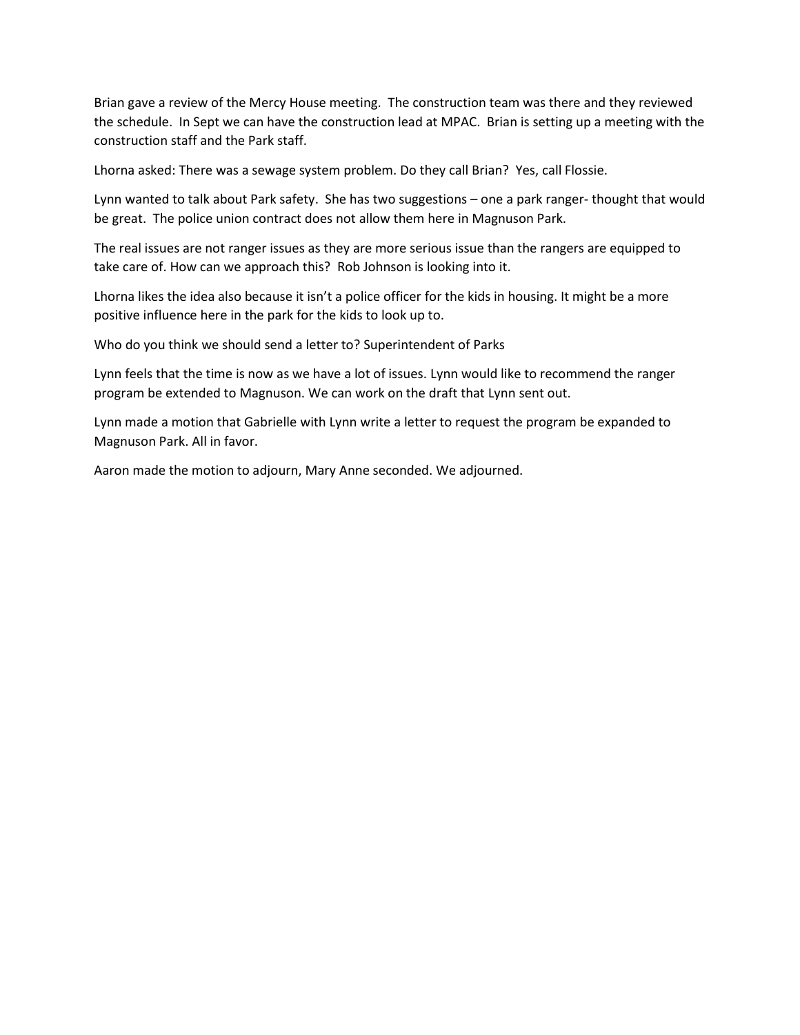Brian gave a review of the Mercy House meeting. The construction team was there and they reviewed the schedule. In Sept we can have the construction lead at MPAC. Brian is setting up a meeting with the construction staff and the Park staff.

Lhorna asked: There was a sewage system problem. Do they call Brian? Yes, call Flossie.

Lynn wanted to talk about Park safety. She has two suggestions – one a park ranger- thought that would be great. The police union contract does not allow them here in Magnuson Park.

The real issues are not ranger issues as they are more serious issue than the rangers are equipped to take care of. How can we approach this? Rob Johnson is looking into it.

Lhorna likes the idea also because it isn't a police officer for the kids in housing. It might be a more positive influence here in the park for the kids to look up to.

Who do you think we should send a letter to? Superintendent of Parks

Lynn feels that the time is now as we have a lot of issues. Lynn would like to recommend the ranger program be extended to Magnuson. We can work on the draft that Lynn sent out.

Lynn made a motion that Gabrielle with Lynn write a letter to request the program be expanded to Magnuson Park. All in favor.

Aaron made the motion to adjourn, Mary Anne seconded. We adjourned.